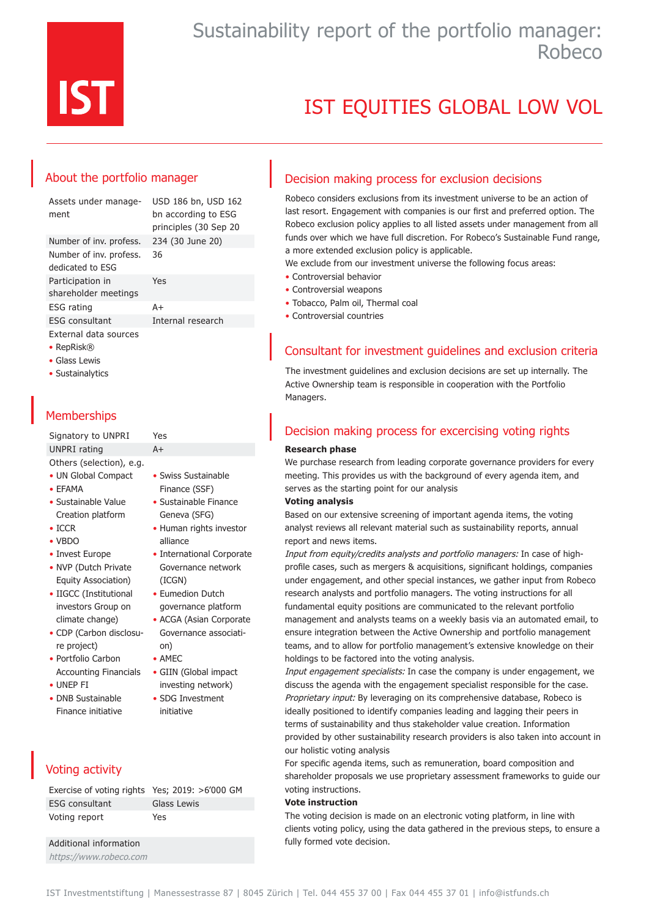# Sustainability report of the portfolio manager: Robeco

# IST EQUITIES GLOBAL LOW VOL

## About the portfolio manager

| | |
|---|---|
| Assets under management | USD 186 bn, USD 162 bn according to ESG principles (30 Sep 20 |
| Number of inv. profess. | 234 (30 June 20) |
| Number of inv. profess. dedicated to ESG | 36 |
| Participation in shareholder meetings | Yes |
| ESG rating | A+ |
| ESG consultant | Internal research |

External data sources
- RepRisk®
- Glass Lewis
- Sustainalytics

## Memberships

| | |
|---|---|
| Signatory to UNPRI | Yes |
| UNPRI rating | A+ |

Others (selection), e.g.
- UN Global Compact
- EFAMA
- Sustainable Value Creation platform
- ICCR
- VBDO
- Invest Europe
- NVP (Dutch Private Equity Association)
- IIGCC (Institutional investors Group on climate change)
- CDP (Carbon disclosure project)
- Portfolio Carbon Accounting Financials
- UNEP FI
- DNB Sustainable Finance initiative
- Swiss Sustainable Finance (SSF)
- Sustainable Finance Geneva (SFG)
- Human rights investor alliance
- International Corporate Governance network (ICGN)
- Eumedion Dutch governance platform
- ACGA (Asian Corporate Governance association)
- AMEC
- GIIN (Global impact investing network)
- SDG Investment initiative

## Voting activity

| | |
|---|---|
| Exercise of voting rights | Yes; 2019: >6'000 GM |
| ESG consultant | Glass Lewis |
| Voting report | Yes |

Additional information
*https://www.robeco.com*

## Decision making process for exclusion decisions

Robeco considers exclusions from its investment universe to be an action of last resort. Engagement with companies is our first and preferred option. The Robeco exclusion policy applies to all listed assets under management from all funds over which we have full discretion. For Robeco's Sustainable Fund range, a more extended exclusion policy is applicable.
We exclude from our investment universe the following focus areas:
- Controversial behavior
- Controversial weapons
- Tobacco, Palm oil, Thermal coal
- Controversial countries

## Consultant for investment guidelines and exclusion criteria

The investment guidelines and exclusion decisions are set up internally. The Active Ownership team is responsible in cooperation with the Portfolio Managers.

## Decision making process for excercising voting rights

**Research phase**
We purchase research from leading corporate governance providers for every meeting. This provides us with the background of every agenda item, and serves as the starting point for our analysis

**Voting analysis**
Based on our extensive screening of important agenda items, the voting analyst reviews all relevant material such as sustainability reports, annual report and news items.
*Input from equity/credits analysts and portfolio managers:* In case of high-profile cases, such as mergers & acquisitions, significant holdings, companies under engagement, and other special instances, we gather input from Robeco research analysts and portfolio managers. The voting instructions for all fundamental equity positions are communicated to the relevant portfolio management and analysts teams on a weekly basis via an automated email, to ensure integration between the Active Ownership and portfolio management teams, and to allow for portfolio management's extensive knowledge on their holdings to be factored into the voting analysis.
*Input engagement specialists:* In case the company is under engagement, we discuss the agenda with the engagement specialist responsible for the case.
*Proprietary input:* By leveraging on its comprehensive database, Robeco is ideally positioned to identify companies leading and lagging their peers in terms of sustainability and thus stakeholder value creation. Information provided by other sustainability research providers is also taken into account in our holistic voting analysis
For specific agenda items, such as remuneration, board composition and shareholder proposals we use proprietary assessment frameworks to guide our voting instructions.

**Vote instruction**
The voting decision is made on an electronic voting platform, in line with clients voting policy, using the data gathered in the previous steps, to ensure a fully formed vote decision.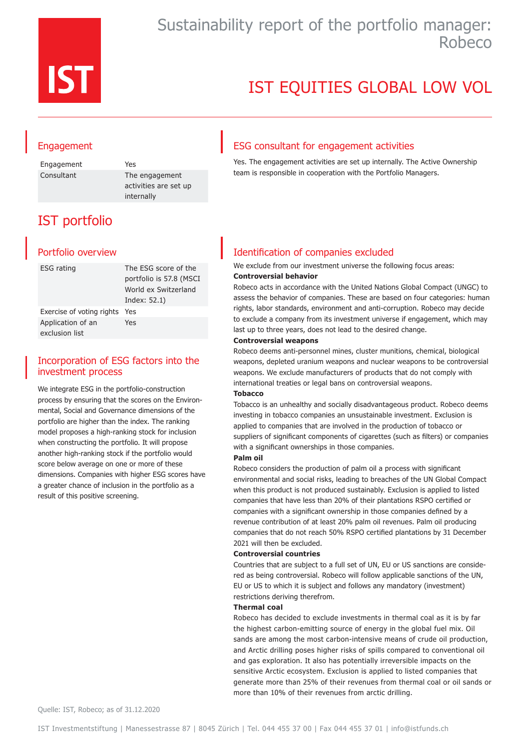# Sustainability report of the portfolio manager: Robeco

# IST EQUITIES GLOBAL LOW VOL

## Engagement

| | |
|---|---|
| Engagement | Yes |
| Consultant | The engagement activities are set up internally |

## ESG consultant for engagement activities

Yes. The engagement activities are set up internally. The Active Ownership team is responsible in cooperation with the Portfolio Managers.

# IST portfolio

## Portfolio overview

| | |
|---|---|
| ESG rating | The ESG score of the portfolio is 57.8 (MSCI World ex Switzerland Index: 52.1) |
| Exercise of voting rights | Yes |
| Application of an exclusion list | Yes |

## Incorporation of ESG factors into the investment process

We integrate ESG in the portfolio-construction process by ensuring that the scores on the Environmental, Social and Governance dimensions of the portfolio are higher than the index. The ranking model proposes a high-ranking stock for inclusion when constructing the portfolio. It will propose another high-ranking stock if the portfolio would score below average on one or more of these dimensions. Companies with higher ESG scores have a greater chance of inclusion in the portfolio as a result of this positive screening.

## Identification of companies excluded

We exclude from our investment universe the following focus areas:

**Controversial behavior**

Robeco acts in accordance with the United Nations Global Compact (UNGC) to assess the behavior of companies. These are based on four categories: human rights, labor standards, environment and anti-corruption. Robeco may decide to exclude a company from its investment universe if engagement, which may last up to three years, does not lead to the desired change.

**Controversial weapons**

Robeco deems anti-personnel mines, cluster munitions, chemical, biological weapons, depleted uranium weapons and nuclear weapons to be controversial weapons. We exclude manufacturers of products that do not comply with international treaties or legal bans on controversial weapons.

**Tobacco**

Tobacco is an unhealthy and socially disadvantageous product. Robeco deems investing in tobacco companies an unsustainable investment. Exclusion is applied to companies that are involved in the production of tobacco or suppliers of significant components of cigarettes (such as filters) or companies with a significant ownerships in those companies.

**Palm oil**

Robeco considers the production of palm oil a process with significant environmental and social risks, leading to breaches of the UN Global Compact when this product is not produced sustainably. Exclusion is applied to listed companies that have less than 20% of their plantations RSPO certified or companies with a significant ownership in those companies defined by a revenue contribution of at least 20% palm oil revenues. Palm oil producing companies that do not reach 50% RSPO certified plantations by 31 December 2021 will then be excluded.

**Controversial countries**

Countries that are subject to a full set of UN, EU or US sanctions are considered as being controversial. Robeco will follow applicable sanctions of the UN, EU or US to which it is subject and follows any mandatory (investment) restrictions deriving therefrom.

**Thermal coal**

Robeco has decided to exclude investments in thermal coal as it is by far the highest carbon-emitting source of energy in the global fuel mix. Oil sands are among the most carbon-intensive means of crude oil production, and Arctic drilling poses higher risks of spills compared to conventional oil and gas exploration. It also has potentially irreversible impacts on the sensitive Arctic ecosystem. Exclusion is applied to listed companies that generate more than 25% of their revenues from thermal coal or oil sands or more than 10% of their revenues from arctic drilling.

Quelle: IST, Robeco; as of 31.12.2020